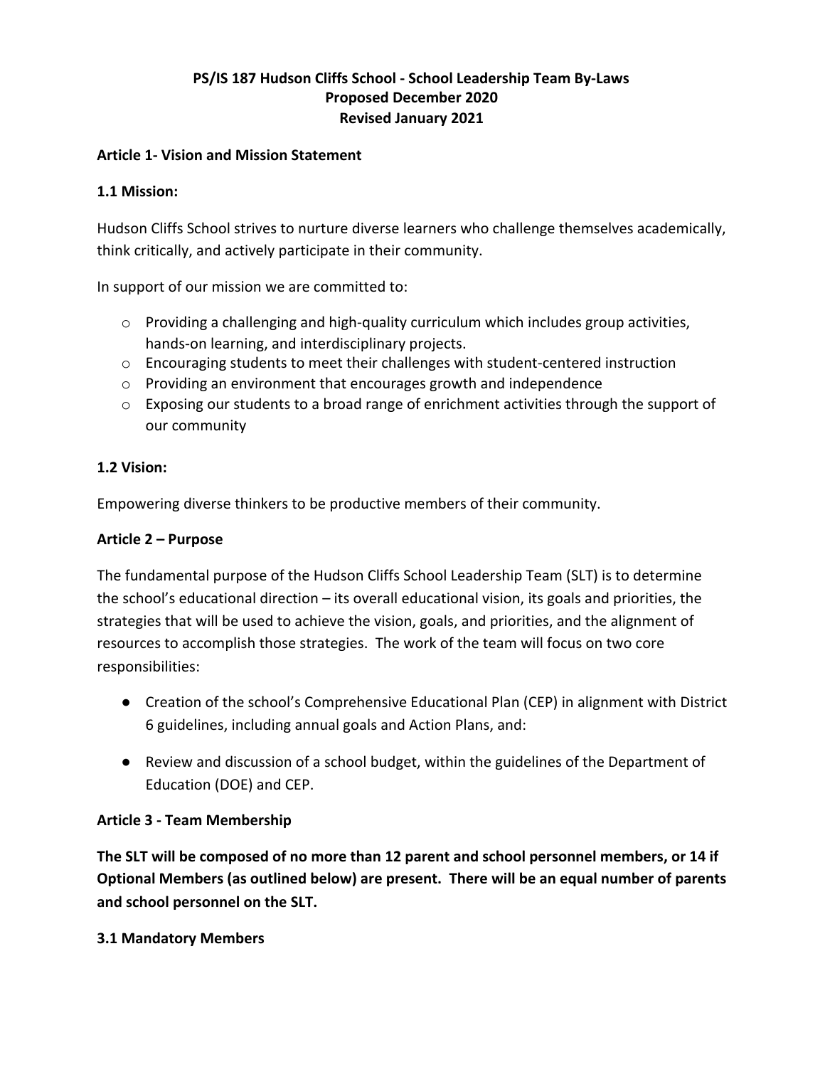# PS/IS 187 Hudson Cliffs School - School Leadership Team By-Laws
## Proposed December 2020
## Revised January 2021

### Article 1- Vision and Mission Statement

#### 1.1 Mission:

Hudson Cliffs School strives to nurture diverse learners who challenge themselves academically, think critically, and actively participate in their community.

In support of our mission we are committed to:

- Providing a challenging and high-quality curriculum which includes group activities, hands-on learning, and interdisciplinary projects.
- Encouraging students to meet their challenges with student-centered instruction
- Providing an environment that encourages growth and independence
- Exposing our students to a broad range of enrichment activities through the support of our community

#### 1.2 Vision:

Empowering diverse thinkers to be productive members of their community.

### Article 2 – Purpose

The fundamental purpose of the Hudson Cliffs School Leadership Team (SLT) is to determine the school's educational direction – its overall educational vision, its goals and priorities, the strategies that will be used to achieve the vision, goals, and priorities, and the alignment of resources to accomplish those strategies. The work of the team will focus on two core responsibilities:

- Creation of the school's Comprehensive Educational Plan (CEP) in alignment with District 6 guidelines, including annual goals and Action Plans, and:
- Review and discussion of a school budget, within the guidelines of the Department of Education (DOE) and CEP.

### Article 3 - Team Membership

**The SLT will be composed of no more than 12 parent and school personnel members, or 14 if Optional Members (as outlined below) are present. There will be an equal number of parents and school personnel on the SLT.**

#### 3.1 Mandatory Members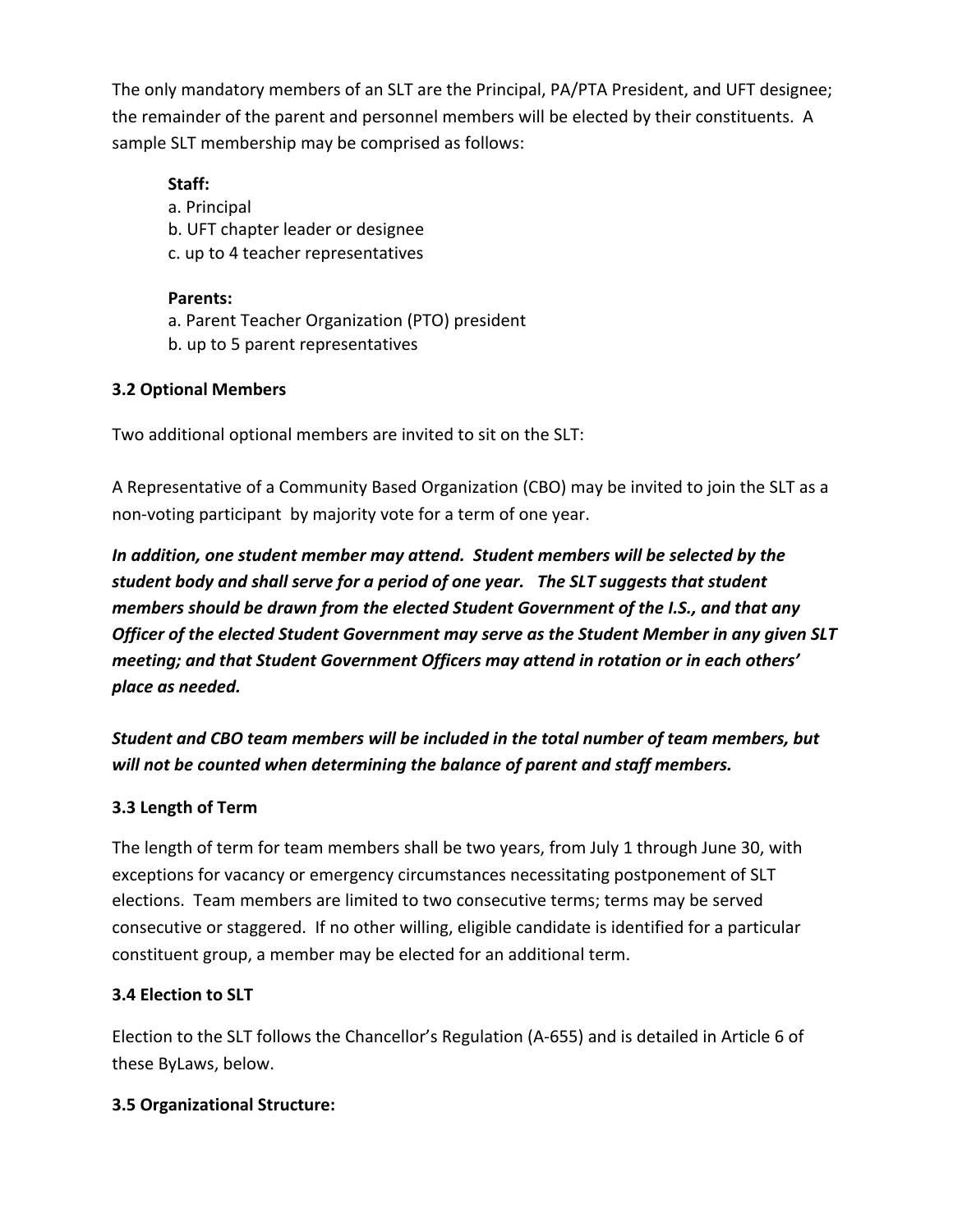The only mandatory members of an SLT are the Principal, PA/PTA President, and UFT designee; the remainder of the parent and personnel members will be elected by their constituents. A sample SLT membership may be comprised as follows:

**Staff:**
a. Principal
b. UFT chapter leader or designee
c. up to 4 teacher representatives

**Parents:**
a. Parent Teacher Organization (PTO) president
b. up to 5 parent representatives

### 3.2 Optional Members

Two additional optional members are invited to sit on the SLT:

A Representative of a Community Based Organization (CBO) may be invited to join the SLT as a non-voting participant by majority vote for a term of one year.

***In addition, one student member may attend. Student members will be selected by the student body and shall serve for a period of one year. The SLT suggests that student members should be drawn from the elected Student Government of the I.S., and that any Officer of the elected Student Government may serve as the Student Member in any given SLT meeting; and that Student Government Officers may attend in rotation or in each others' place as needed.***

***Student and CBO team members will be included in the total number of team members, but will not be counted when determining the balance of parent and staff members.***

### 3.3 Length of Term

The length of term for team members shall be two years, from July 1 through June 30, with exceptions for vacancy or emergency circumstances necessitating postponement of SLT elections. Team members are limited to two consecutive terms; terms may be served consecutive or staggered. If no other willing, eligible candidate is identified for a particular constituent group, a member may be elected for an additional term.

### 3.4 Election to SLT

Election to the SLT follows the Chancellor's Regulation (A-655) and is detailed in Article 6 of these ByLaws, below.

### 3.5 Organizational Structure: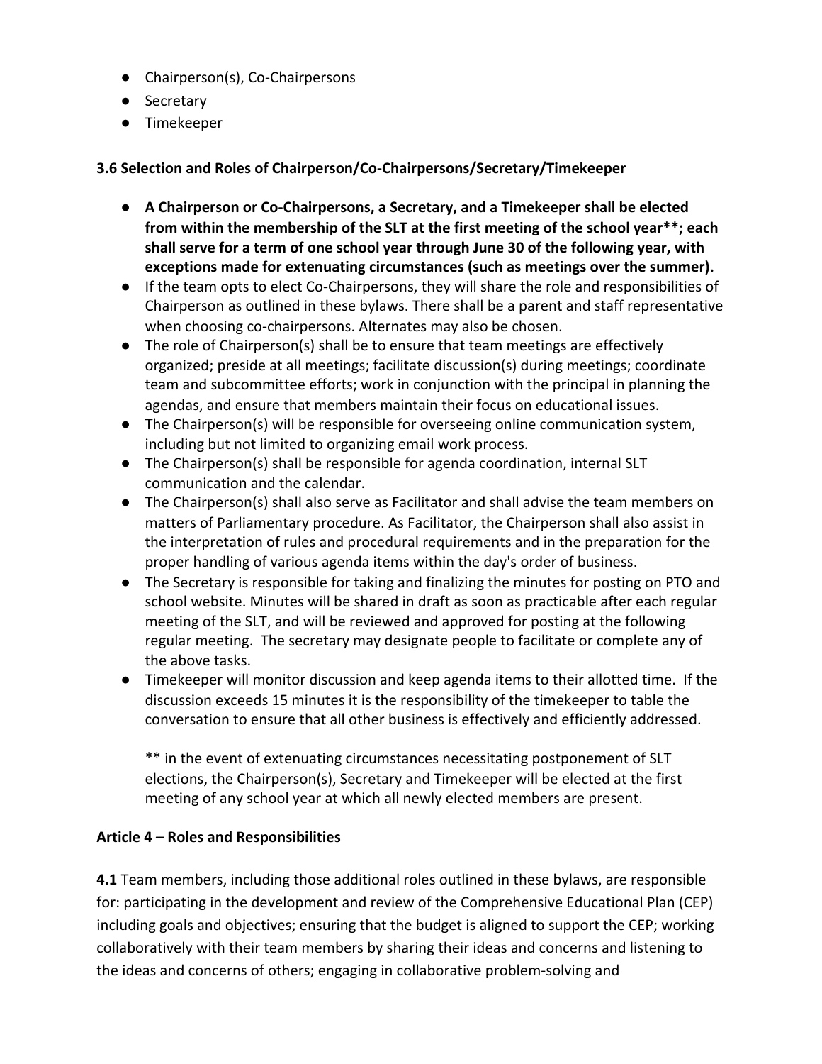- Chairperson(s), Co-Chairpersons
- Secretary
- Timekeeper

**3.6 Selection and Roles of Chairperson/Co-Chairpersons/Secretary/Timekeeper**

- **A Chairperson or Co-Chairpersons, a Secretary, and a Timekeeper shall be elected from within the membership of the SLT at the first meeting of the school year**\*\*; each shall serve for a term of one school year through June 30 of the following year, with exceptions made for extenuating circumstances (such as meetings over the summer).**
- If the team opts to elect Co-Chairpersons, they will share the role and responsibilities of Chairperson as outlined in these bylaws. There shall be a parent and staff representative when choosing co-chairpersons. Alternates may also be chosen.
- The role of Chairperson(s) shall be to ensure that team meetings are effectively organized; preside at all meetings; facilitate discussion(s) during meetings; coordinate team and subcommittee efforts; work in conjunction with the principal in planning the agendas, and ensure that members maintain their focus on educational issues.
- The Chairperson(s) will be responsible for overseeing online communication system, including but not limited to organizing email work process.
- The Chairperson(s) shall be responsible for agenda coordination, internal SLT communication and the calendar.
- The Chairperson(s) shall also serve as Facilitator and shall advise the team members on matters of Parliamentary procedure. As Facilitator, the Chairperson shall also assist in the interpretation of rules and procedural requirements and in the preparation for the proper handling of various agenda items within the day's order of business.
- The Secretary is responsible for taking and finalizing the minutes for posting on PTO and school website. Minutes will be shared in draft as soon as practicable after each regular meeting of the SLT, and will be reviewed and approved for posting at the following regular meeting. The secretary may designate people to facilitate or complete any of the above tasks.
- Timekeeper will monitor discussion and keep agenda items to their allotted time. If the discussion exceeds 15 minutes it is the responsibility of the timekeeper to table the conversation to ensure that all other business is effectively and efficiently addressed.

  ** in the event of extenuating circumstances necessitating postponement of SLT elections, the Chairperson(s), Secretary and Timekeeper will be elected at the first meeting of any school year at which all newly elected members are present.

**Article 4 – Roles and Responsibilities**

**4.1** Team members, including those additional roles outlined in these bylaws, are responsible for: participating in the development and review of the Comprehensive Educational Plan (CEP) including goals and objectives; ensuring that the budget is aligned to support the CEP; working collaboratively with their team members by sharing their ideas and concerns and listening to the ideas and concerns of others; engaging in collaborative problem-solving and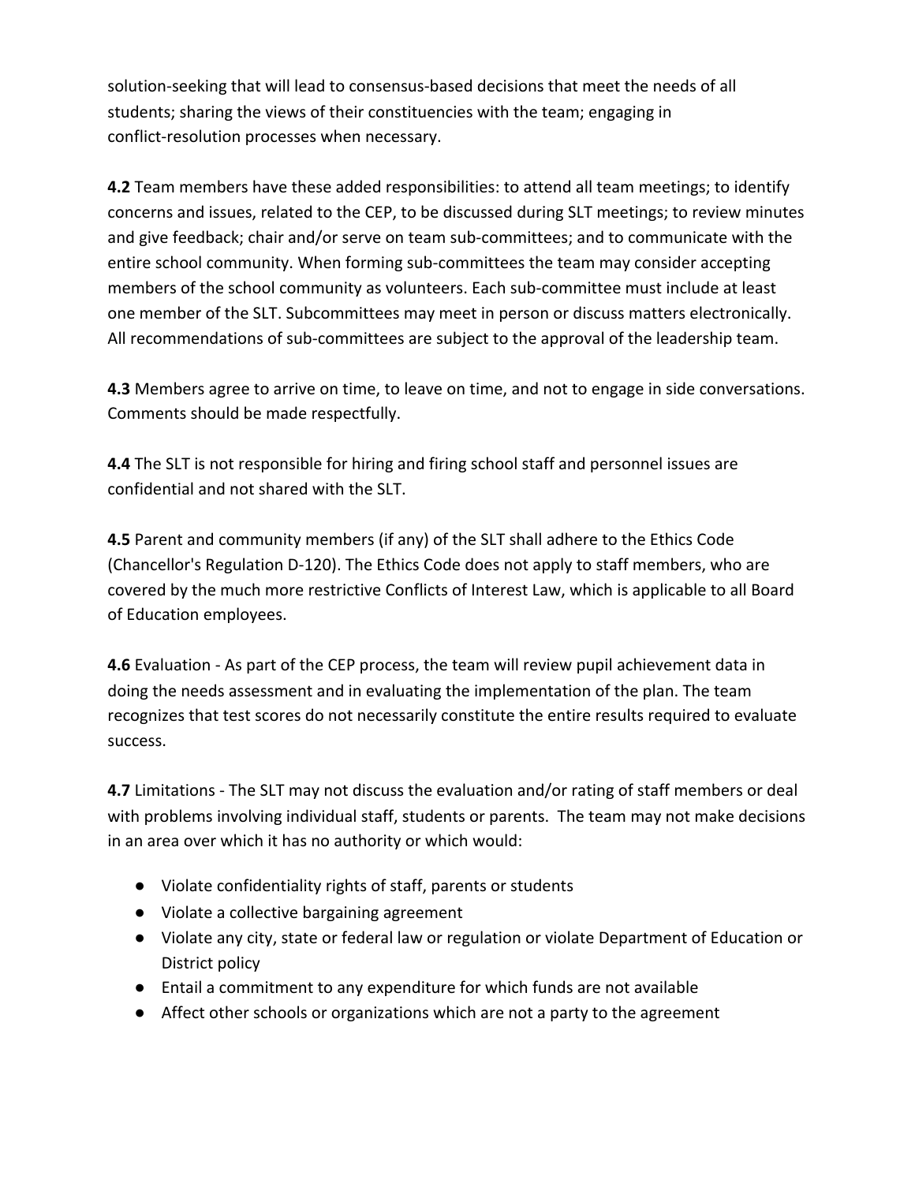solution-seeking that will lead to consensus-based decisions that meet the needs of all students; sharing the views of their constituencies with the team; engaging in conflict-resolution processes when necessary.

**4.2** Team members have these added responsibilities: to attend all team meetings; to identify concerns and issues, related to the CEP, to be discussed during SLT meetings; to review minutes and give feedback; chair and/or serve on team sub-committees; and to communicate with the entire school community. When forming sub-committees the team may consider accepting members of the school community as volunteers. Each sub-committee must include at least one member of the SLT. Subcommittees may meet in person or discuss matters electronically. All recommendations of sub-committees are subject to the approval of the leadership team.

**4.3** Members agree to arrive on time, to leave on time, and not to engage in side conversations. Comments should be made respectfully.

**4.4** The SLT is not responsible for hiring and firing school staff and personnel issues are confidential and not shared with the SLT.

**4.5** Parent and community members (if any) of the SLT shall adhere to the Ethics Code (Chancellor's Regulation D-120). The Ethics Code does not apply to staff members, who are covered by the much more restrictive Conflicts of Interest Law, which is applicable to all Board of Education employees.

**4.6** Evaluation - As part of the CEP process, the team will review pupil achievement data in doing the needs assessment and in evaluating the implementation of the plan. The team recognizes that test scores do not necessarily constitute the entire results required to evaluate success.

**4.7** Limitations - The SLT may not discuss the evaluation and/or rating of staff members or deal with problems involving individual staff, students or parents. The team may not make decisions in an area over which it has no authority or which would:

- Violate confidentiality rights of staff, parents or students
- Violate a collective bargaining agreement
- Violate any city, state or federal law or regulation or violate Department of Education or District policy
- Entail a commitment to any expenditure for which funds are not available
- Affect other schools or organizations which are not a party to the agreement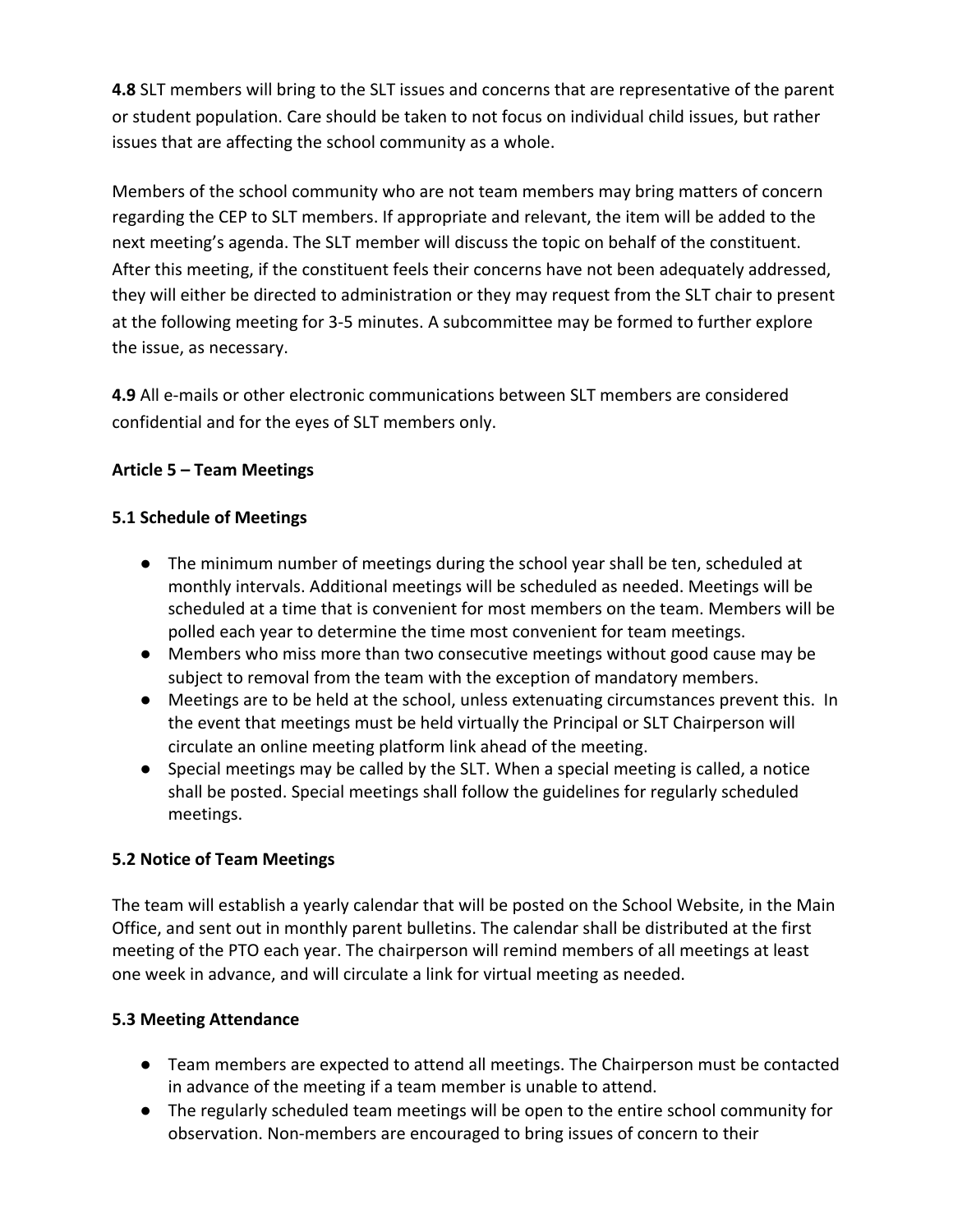**4.8** SLT members will bring to the SLT issues and concerns that are representative of the parent or student population. Care should be taken to not focus on individual child issues, but rather issues that are affecting the school community as a whole.

Members of the school community who are not team members may bring matters of concern regarding the CEP to SLT members. If appropriate and relevant, the item will be added to the next meeting's agenda. The SLT member will discuss the topic on behalf of the constituent. After this meeting, if the constituent feels their concerns have not been adequately addressed, they will either be directed to administration or they may request from the SLT chair to present at the following meeting for 3-5 minutes. A subcommittee may be formed to further explore the issue, as necessary.

**4.9** All e-mails or other electronic communications between SLT members are considered confidential and for the eyes of SLT members only.

## Article 5 – Team Meetings

### 5.1 Schedule of Meetings

- The minimum number of meetings during the school year shall be ten, scheduled at monthly intervals. Additional meetings will be scheduled as needed. Meetings will be scheduled at a time that is convenient for most members on the team. Members will be polled each year to determine the time most convenient for team meetings.
- Members who miss more than two consecutive meetings without good cause may be subject to removal from the team with the exception of mandatory members.
- Meetings are to be held at the school, unless extenuating circumstances prevent this. In the event that meetings must be held virtually the Principal or SLT Chairperson will circulate an online meeting platform link ahead of the meeting.
- Special meetings may be called by the SLT. When a special meeting is called, a notice shall be posted. Special meetings shall follow the guidelines for regularly scheduled meetings.

### 5.2 Notice of Team Meetings

The team will establish a yearly calendar that will be posted on the School Website, in the Main Office, and sent out in monthly parent bulletins. The calendar shall be distributed at the first meeting of the PTO each year. The chairperson will remind members of all meetings at least one week in advance, and will circulate a link for virtual meeting as needed.

### 5.3 Meeting Attendance

- Team members are expected to attend all meetings. The Chairperson must be contacted in advance of the meeting if a team member is unable to attend.
- The regularly scheduled team meetings will be open to the entire school community for observation. Non-members are encouraged to bring issues of concern to their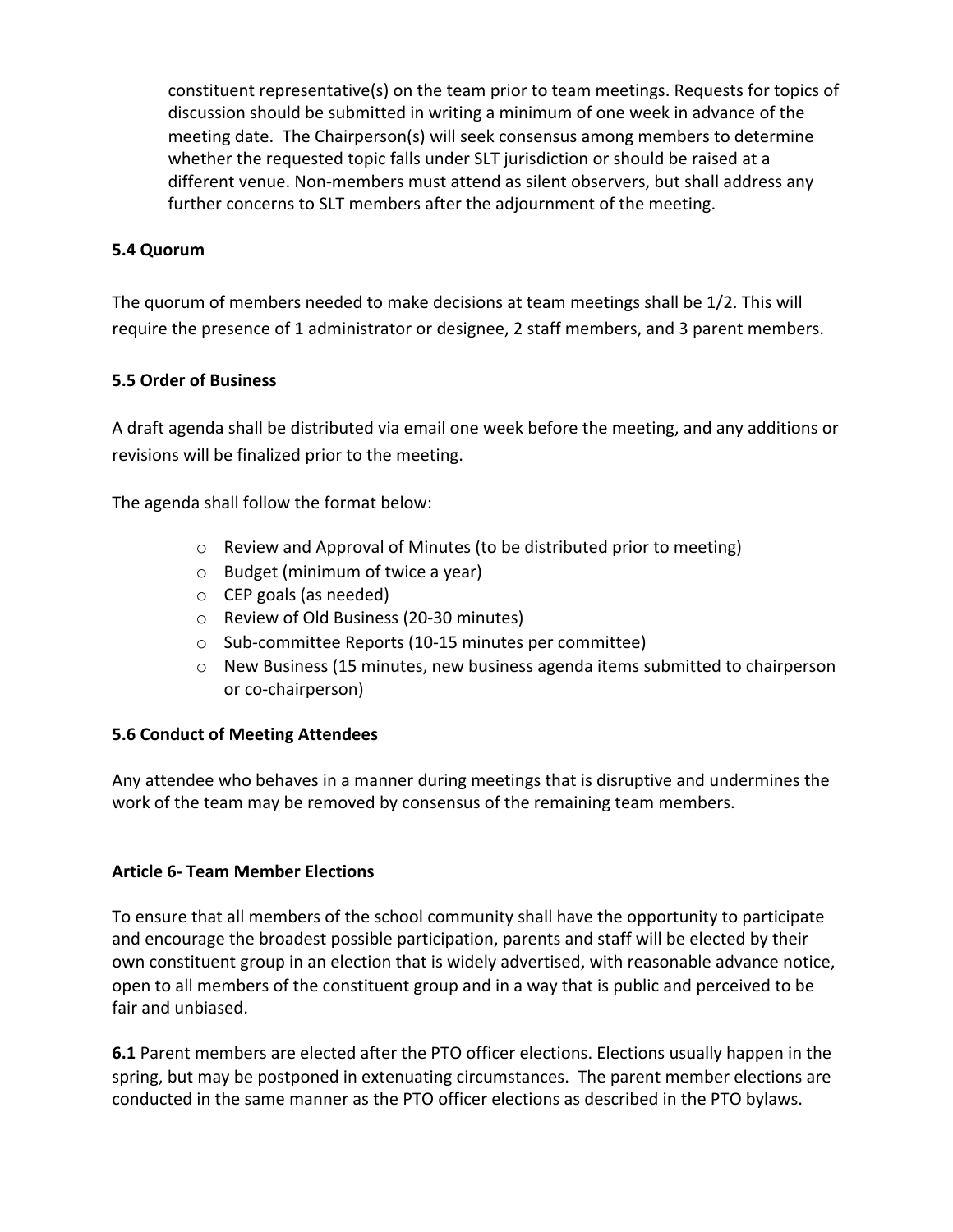constituent representative(s) on the team prior to team meetings. Requests for topics of discussion should be submitted in writing a minimum of one week in advance of the meeting date. The Chairperson(s) will seek consensus among members to determine whether the requested topic falls under SLT jurisdiction or should be raised at a different venue. Non-members must attend as silent observers, but shall address any further concerns to SLT members after the adjournment of the meeting.

**5.4 Quorum**

The quorum of members needed to make decisions at team meetings shall be 1/2. This will require the presence of 1 administrator or designee, 2 staff members, and 3 parent members.

**5.5 Order of Business**

A draft agenda shall be distributed via email one week before the meeting, and any additions or revisions will be finalized prior to the meeting.

The agenda shall follow the format below:

- Review and Approval of Minutes (to be distributed prior to meeting)
- Budget (minimum of twice a year)
- CEP goals (as needed)
- Review of Old Business (20-30 minutes)
- Sub-committee Reports (10-15 minutes per committee)
- New Business (15 minutes, new business agenda items submitted to chairperson or co-chairperson)

**5.6 Conduct of Meeting Attendees**

Any attendee who behaves in a manner during meetings that is disruptive and undermines the work of the team may be removed by consensus of the remaining team members.

**Article 6- Team Member Elections**

To ensure that all members of the school community shall have the opportunity to participate and encourage the broadest possible participation, parents and staff will be elected by their own constituent group in an election that is widely advertised, with reasonable advance notice, open to all members of the constituent group and in a way that is public and perceived to be fair and unbiased.

**6.1** Parent members are elected after the PTO officer elections. Elections usually happen in the spring, but may be postponed in extenuating circumstances. The parent member elections are conducted in the same manner as the PTO officer elections as described in the PTO bylaws.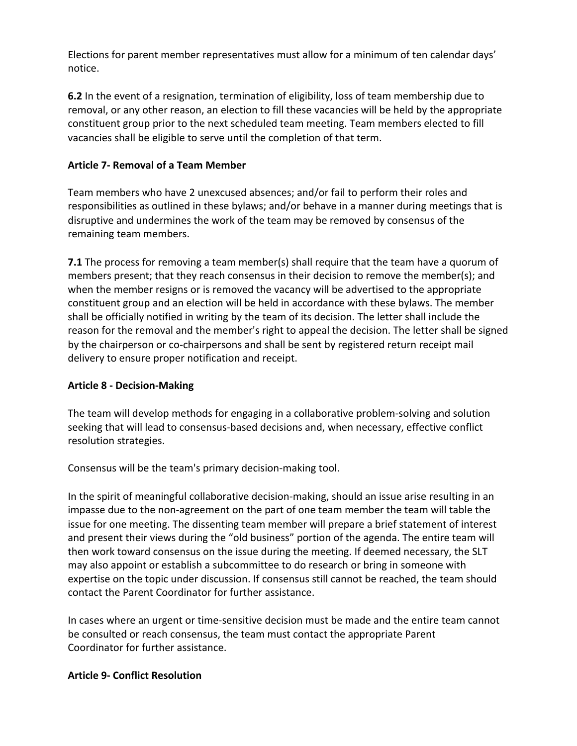Elections for parent member representatives must allow for a minimum of ten calendar days' notice.

**6.2** In the event of a resignation, termination of eligibility, loss of team membership due to removal, or any other reason, an election to fill these vacancies will be held by the appropriate constituent group prior to the next scheduled team meeting. Team members elected to fill vacancies shall be eligible to serve until the completion of that term.

**Article 7- Removal of a Team Member**

Team members who have 2 unexcused absences; and/or fail to perform their roles and responsibilities as outlined in these bylaws; and/or behave in a manner during meetings that is disruptive and undermines the work of the team may be removed by consensus of the remaining team members.

**7.1** The process for removing a team member(s) shall require that the team have a quorum of members present; that they reach consensus in their decision to remove the member(s); and when the member resigns or is removed the vacancy will be advertised to the appropriate constituent group and an election will be held in accordance with these bylaws. The member shall be officially notified in writing by the team of its decision. The letter shall include the reason for the removal and the member's right to appeal the decision. The letter shall be signed by the chairperson or co-chairpersons and shall be sent by registered return receipt mail delivery to ensure proper notification and receipt.

**Article 8 - Decision-Making**

The team will develop methods for engaging in a collaborative problem-solving and solution seeking that will lead to consensus-based decisions and, when necessary, effective conflict resolution strategies.

Consensus will be the team's primary decision-making tool.

In the spirit of meaningful collaborative decision-making, should an issue arise resulting in an impasse due to the non-agreement on the part of one team member the team will table the issue for one meeting. The dissenting team member will prepare a brief statement of interest and present their views during the "old business" portion of the agenda. The entire team will then work toward consensus on the issue during the meeting. If deemed necessary, the SLT may also appoint or establish a subcommittee to do research or bring in someone with expertise on the topic under discussion. If consensus still cannot be reached, the team should contact the Parent Coordinator for further assistance.

In cases where an urgent or time-sensitive decision must be made and the entire team cannot be consulted or reach consensus, the team must contact the appropriate Parent Coordinator for further assistance.

**Article 9- Conflict Resolution**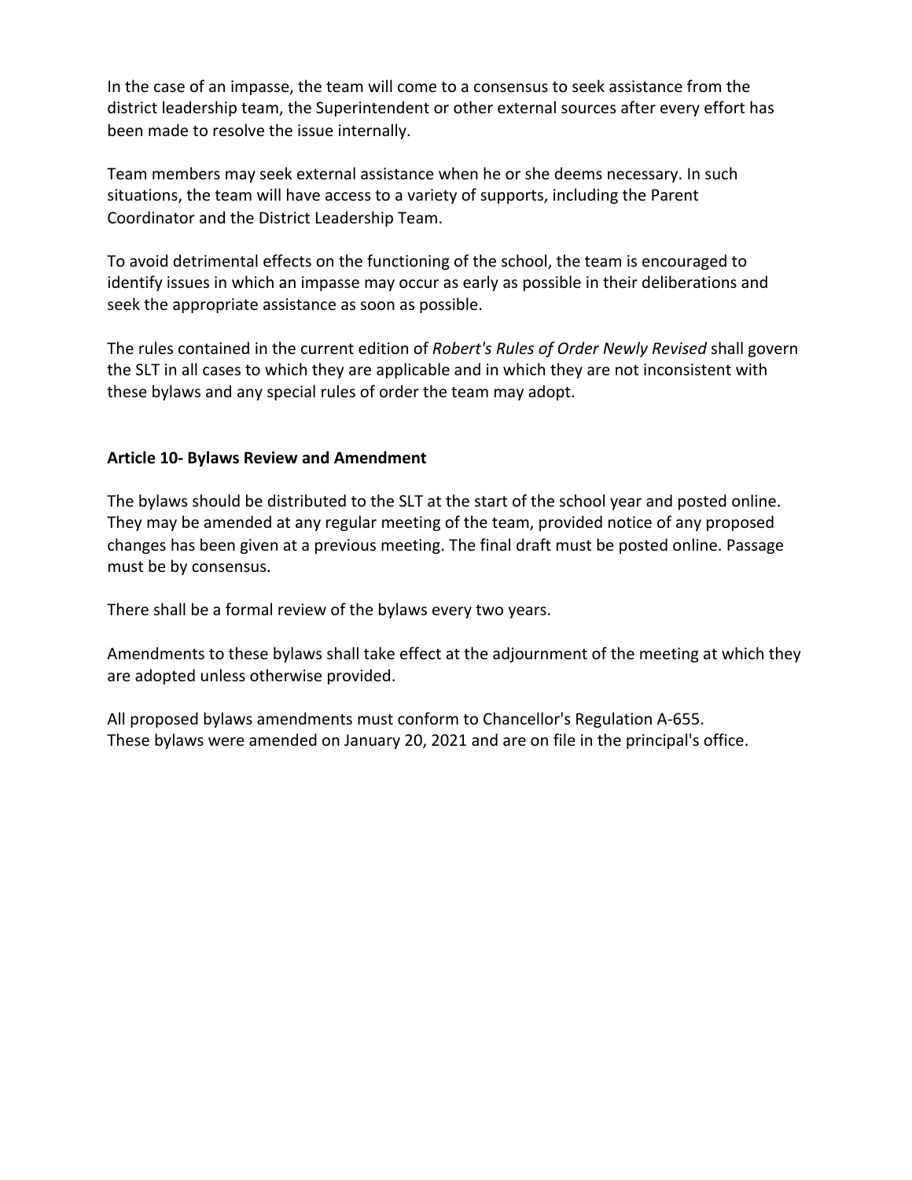In the case of an impasse, the team will come to a consensus to seek assistance from the district leadership team, the Superintendent or other external sources after every effort has been made to resolve the issue internally.

Team members may seek external assistance when he or she deems necessary. In such situations, the team will have access to a variety of supports, including the Parent Coordinator and the District Leadership Team.

To avoid detrimental effects on the functioning of the school, the team is encouraged to identify issues in which an impasse may occur as early as possible in their deliberations and seek the appropriate assistance as soon as possible.

The rules contained in the current edition of *Robert's Rules of Order Newly Revised* shall govern the SLT in all cases to which they are applicable and in which they are not inconsistent with these bylaws and any special rules of order the team may adopt.

**Article 10- Bylaws Review and Amendment**

The bylaws should be distributed to the SLT at the start of the school year and posted online. They may be amended at any regular meeting of the team, provided notice of any proposed changes has been given at a previous meeting. The final draft must be posted online. Passage must be by consensus.

There shall be a formal review of the bylaws every two years.

Amendments to these bylaws shall take effect at the adjournment of the meeting at which they are adopted unless otherwise provided.

All proposed bylaws amendments must conform to Chancellor's Regulation A-655.
These bylaws were amended on January 20, 2021 and are on file in the principal's office.